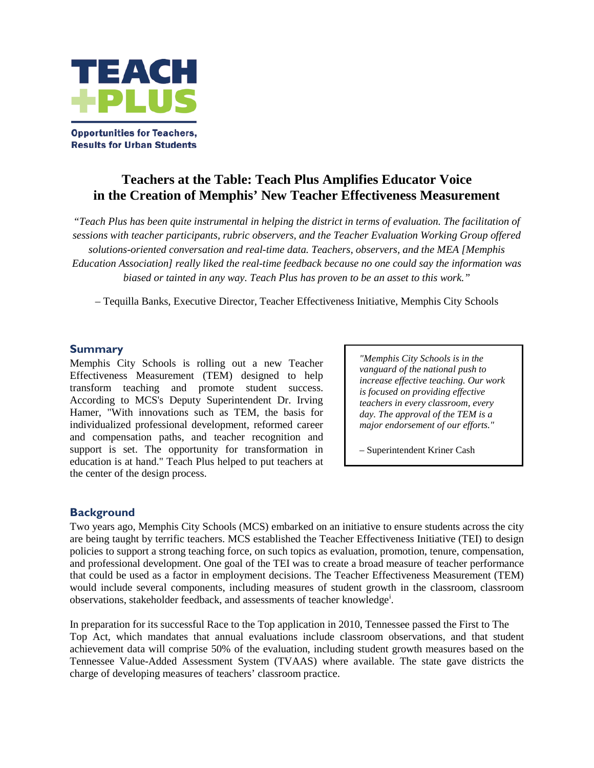**TEACH +PLUS**

**Opportunities for Teachers, Results for Urban Students**

# Teachers at the Table: Teach Plus Amplifies Educator Voice in the Creation of Memphis' New Teacher Effectiveness Measurement

*"Teach Plus has been quite instrumental in helping the district in terms of evaluation. The facilitation of sessions with teacher participants, rubric observers, and the Teacher Evaluation Working Group offered solutions-oriented conversation and real-time data. Teachers, observers, and the MEA [Memphis Education Association] really liked the real-time feedback because no one could say the information was biased or tainted in any way. Teach Plus has proven to be an asset to this work."*

– Tequilla Banks, Executive Director, Teacher Effectiveness Initiative, Memphis City Schools

## Summary

Memphis City Schools is rolling out a new Teacher Effectiveness Measurement (TEM) designed to help transform teaching and promote student success. According to MCS's Deputy Superintendent Dr. Irving Hamer, "With innovations such as TEM, the basis for individualized professional development, reformed career and compensation paths, and teacher recognition and support is set. The opportunity for transformation in education is at hand." Teach Plus helped to put teachers at the center of the design process.

> *"Memphis City Schools is in the vanguard of the national push to increase effective teaching. Our work is focused on providing effective teachers in every classroom, every day. The approval of the TEM is a major endorsement of our efforts."*
>
> – Superintendent Kriner Cash

## Background

Two years ago, Memphis City Schools (MCS) embarked on an initiative to ensure students across the city are being taught by terrific teachers. MCS established the Teacher Effectiveness Initiative (TEI) to design policies to support a strong teaching force, on such topics as evaluation, promotion, tenure, compensation, and professional development. One goal of the TEI was to create a broad measure of teacher performance that could be used as a factor in employment decisions. The Teacher Effectiveness Measurement (TEM) would include several components, including measures of student growth in the classroom, classroom observations, stakeholder feedback, and assessments of teacher knowledge[i].

In preparation for its successful Race to the Top application in 2010, Tennessee passed the First to The Top Act, which mandates that annual evaluations include classroom observations, and that student achievement data will comprise 50% of the evaluation, including student growth measures based on the Tennessee Value-Added Assessment System (TVAAS) where available. The state gave districts the charge of developing measures of teachers' classroom practice.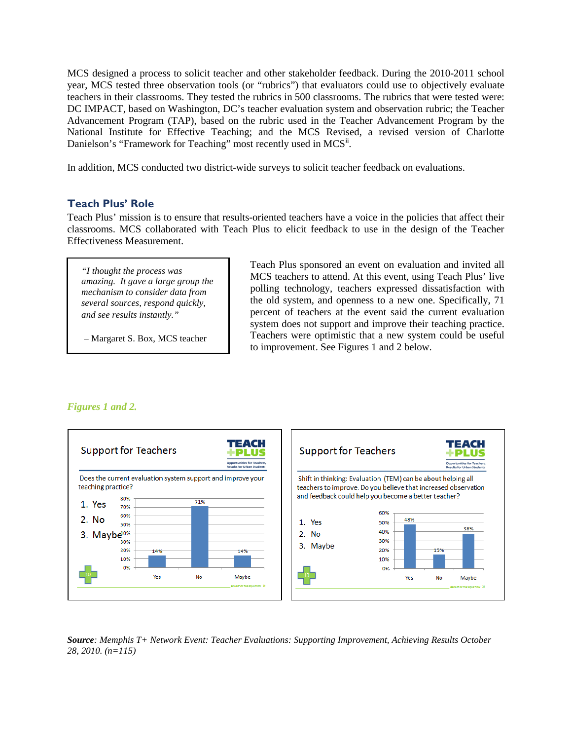MCS designed a process to solicit teacher and other stakeholder feedback. During the 2010-2011 school year, MCS tested three observation tools (or "rubrics") that evaluators could use to objectively evaluate teachers in their classrooms. They tested the rubrics in 500 classrooms. The rubrics that were tested were: DC IMPACT, based on Washington, DC's teacher evaluation system and observation rubric; the Teacher Advancement Program (TAP), based on the rubric used in the Teacher Advancement Program by the National Institute for Effective Teaching; and the MCS Revised, a revised version of Charlotte Danielson's "Framework for Teaching" most recently used in MCS[ii].

In addition, MCS conducted two district-wide surveys to solicit teacher feedback on evaluations.

## Teach Plus' Role

Teach Plus' mission is to ensure that results-oriented teachers have a voice in the policies that affect their classrooms. MCS collaborated with Teach Plus to elicit feedback to use in the design of the Teacher Effectiveness Measurement.

> *"I thought the process was amazing. It gave a large group the mechanism to consider data from several sources, respond quickly, and see results instantly."*
>
> – Margaret S. Box, MCS teacher

Teach Plus sponsored an event on evaluation and invited all MCS teachers to attend. At this event, using Teach Plus' live polling technology, teachers expressed dissatisfaction with the old system, and openness to a new one. Specifically, 71 percent of teachers at the event said the current evaluation system does not support and improve their teaching practice. Teachers were optimistic that a new system could be useful to improvement. See Figures 1 and 2 below.

*Figures 1 and 2.*

**Support for Teachers** (Figure 1)

Does the current evaluation system support and improve your teaching practice?

1. Yes
2. No
3. Maybe

| Response | Percent |
|---|---|
| Yes | 14% |
| No | 71% |
| Maybe | 14% |

**Support for Teachers** (Figure 2)

Shift in thinking: Evaluation (TEM) can be about helping all teachers to improve. Do you believe that increased observation and feedback could help you become a better teacher?

1. Yes
2. No
3. Maybe

| Response | Percent |
|---|---|
| Yes | 48% |
| No | 15% |
| Maybe | 38% |

***Source**: Memphis T+ Network Event: Teacher Evaluations: Supporting Improvement, Achieving Results October 28, 2010. (n=115)*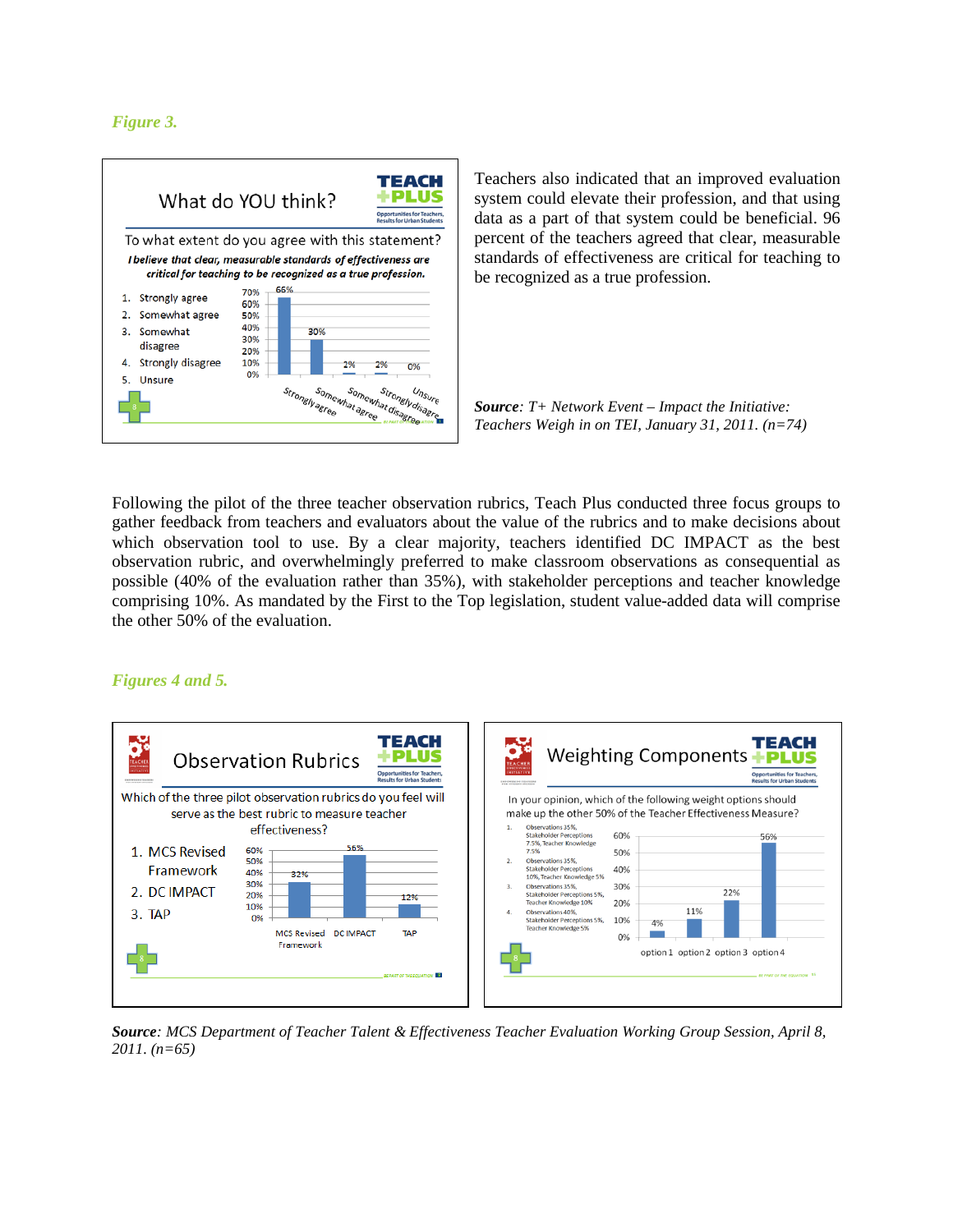*Figure 3.*

Teachers also indicated that an improved evaluation system could elevate their profession, and that using data as a part of that system could be beneficial. 96 percent of the teachers agreed that clear, measurable standards of effectiveness are critical for teaching to be recognized as a true profession.

***Source**: T+ Network Event – Impact the Initiative: Teachers Weigh in on TEI, January 31, 2011. (n=74)*

Following the pilot of the three teacher observation rubrics, Teach Plus conducted three focus groups to gather feedback from teachers and evaluators about the value of the rubrics and to make decisions about which observation tool to use. By a clear majority, teachers identified DC IMPACT as the best observation rubric, and overwhelmingly preferred to make classroom observations as consequential as possible (40% of the evaluation rather than 35%), with stakeholder perceptions and teacher knowledge comprising 10%. As mandated by the First to the Top legislation, student value-added data will comprise the other 50% of the evaluation.

*Figures 4 and 5.*

***Source**: MCS Department of Teacher Talent & Effectiveness Teacher Evaluation Working Group Session, April 8, 2011. (n=65)*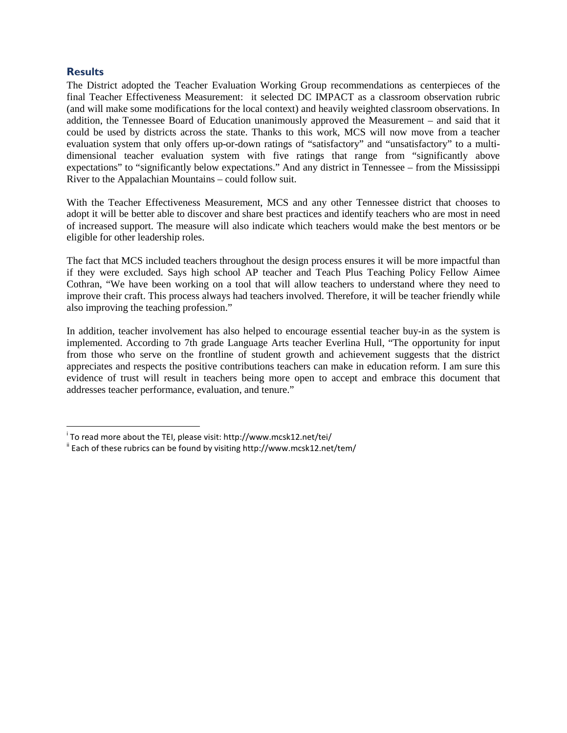## Results

The District adopted the Teacher Evaluation Working Group recommendations as centerpieces of the final Teacher Effectiveness Measurement: it selected DC IMPACT as a classroom observation rubric (and will make some modifications for the local context) and heavily weighted classroom observations. In addition, the Tennessee Board of Education unanimously approved the Measurement – and said that it could be used by districts across the state. Thanks to this work, MCS will now move from a teacher evaluation system that only offers up-or-down ratings of "satisfactory" and "unsatisfactory" to a multi-dimensional teacher evaluation system with five ratings that range from "significantly above expectations" to "significantly below expectations." And any district in Tennessee – from the Mississippi River to the Appalachian Mountains – could follow suit.

With the Teacher Effectiveness Measurement, MCS and any other Tennessee district that chooses to adopt it will be better able to discover and share best practices and identify teachers who are most in need of increased support. The measure will also indicate which teachers would make the best mentors or be eligible for other leadership roles.

The fact that MCS included teachers throughout the design process ensures it will be more impactful than if they were excluded. Says high school AP teacher and Teach Plus Teaching Policy Fellow Aimee Cothran, "We have been working on a tool that will allow teachers to understand where they need to improve their craft. This process always had teachers involved. Therefore, it will be teacher friendly while also improving the teaching profession."

In addition, teacher involvement has also helped to encourage essential teacher buy-in as the system is implemented. According to 7th grade Language Arts teacher Everlina Hull, "The opportunity for input from those who serve on the frontline of student growth and achievement suggests that the district appreciates and respects the positive contributions teachers can make in education reform. I am sure this evidence of trust will result in teachers being more open to accept and embrace this document that addresses teacher performance, evaluation, and tenure."

---

[i] To read more about the TEI, please visit: http://www.mcsk12.net/tei/

[ii] Each of these rubrics can be found by visiting http://www.mcsk12.net/tem/